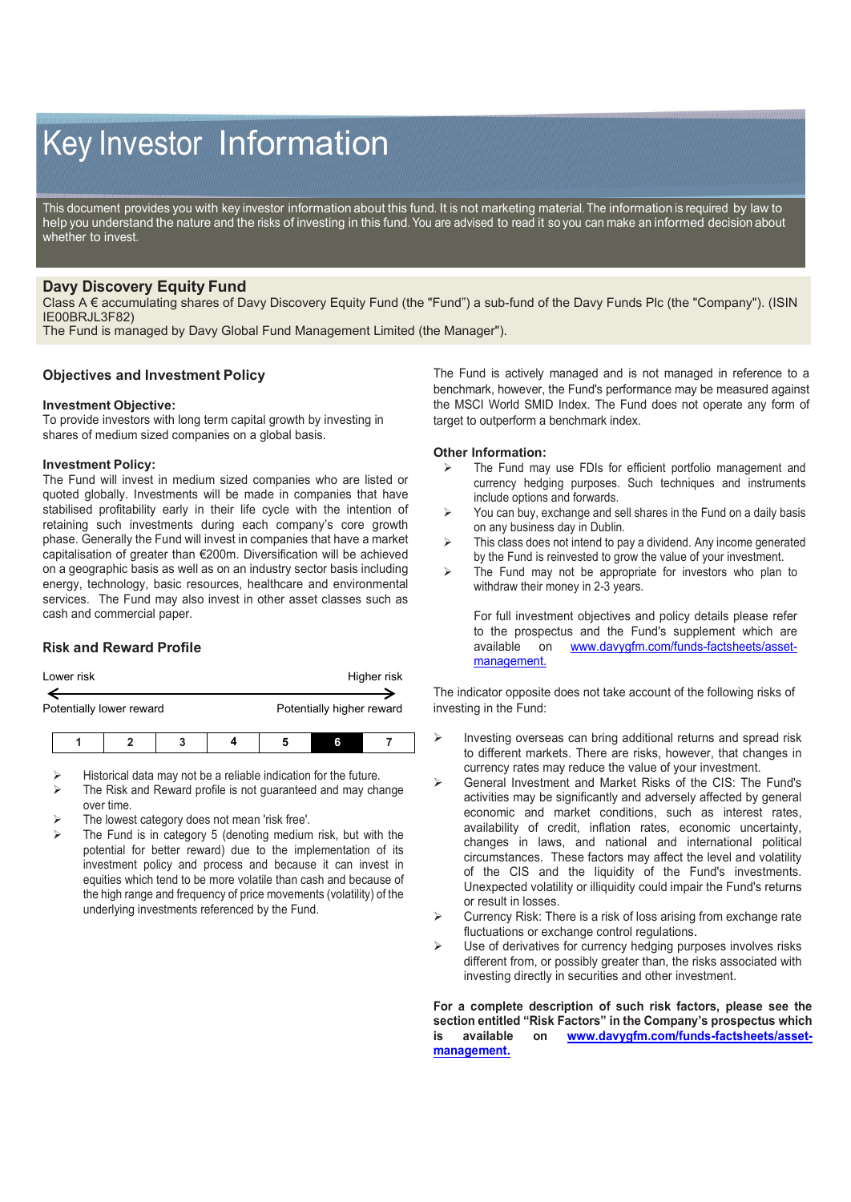# Key Investor Information

This document provides you with key investor information about this fund. It is not marketing material. The information is required by law to help you understand the nature and the risks of investing in this fund. You are advised to read it so you can make an informed decision about whether to invest.

## Davy Discovery Equity Fund

Class A € accumulating shares of Davy Discovery Equity Fund (the "Fund") a sub-fund of the Davy Funds Plc (the "Company"). (ISIN IE00BRJL3F82)
The Fund is managed by Davy Global Fund Management Limited (the Manager").

### Objectives and Investment Policy

**Investment Objective:**
To provide investors with long term capital growth by investing in shares of medium sized companies on a global basis.

**Investment Policy:**
The Fund will invest in medium sized companies who are listed or quoted globally. Investments will be made in companies that have stabilised profitability early in their life cycle with the intention of retaining such investments during each company's core growth phase. Generally the Fund will invest in companies that have a market capitalisation of greater than €200m. Diversification will be achieved on a geographic basis as well as on an industry sector basis including energy, technology, basic resources, healthcare and environmental services. The Fund may also invest in other asset classes such as cash and commercial paper.

The Fund is actively managed and is not managed in reference to a benchmark, however, the Fund's performance may be measured against the MSCI World SMID Index. The Fund does not operate any form of target to outperform a benchmark index.

**Other Information:**

- The Fund may use FDIs for efficient portfolio management and currency hedging purposes. Such techniques and instruments include options and forwards.
- You can buy, exchange and sell shares in the Fund on a daily basis on any business day in Dublin.
- This class does not intend to pay a dividend. Any income generated by the Fund is reinvested to grow the value of your investment.
- The Fund may not be appropriate for investors who plan to withdraw their money in 2-3 years.

For full investment objectives and policy details please refer to the prospectus and the Fund's supplement which are available on [www.davygfm.com/funds-factsheets/asset-management.](www.davygfm.com/funds-factsheets/asset-management)

### Risk and Reward Profile

Lower risk ← → Higher risk

Potentially lower reward — Potentially higher reward

| 1 | 2 | 3 | 4 | 5 | **6** | 7 |
|---|---|---|---|---|---|---|

- Historical data may not be a reliable indication for the future.
- The Risk and Reward profile is not guaranteed and may change over time.
- The lowest category does not mean 'risk free'.
- The Fund is in category 5 (denoting medium risk, but with the potential for better reward) due to the implementation of its investment policy and process and because it can invest in equities which tend to be more volatile than cash and because of the high range and frequency of price movements (volatility) of the underlying investments referenced by the Fund.

The indicator opposite does not take account of the following risks of investing in the Fund:

- Investing overseas can bring additional returns and spread risk to different markets. There are risks, however, that changes in currency rates may reduce the value of your investment.
- General Investment and Market Risks of the CIS: The Fund's activities may be significantly and adversely affected by general economic and market conditions, such as interest rates, availability of credit, inflation rates, economic uncertainty, changes in laws, and national and international political circumstances. These factors may affect the level and volatility of the CIS and the liquidity of the Fund's investments. Unexpected volatility or illiquidity could impair the Fund's returns or result in losses.
- Currency Risk: There is a risk of loss arising from exchange rate fluctuations or exchange control regulations.
- Use of derivatives for currency hedging purposes involves risks different from, or possibly greater than, the risks associated with investing directly in securities and other investment.

**For a complete description of such risk factors, please see the section entitled "Risk Factors" in the Company's prospectus which is available on [www.davygfm.com/funds-factsheets/asset-management.](www.davygfm.com/funds-factsheets/asset-management)**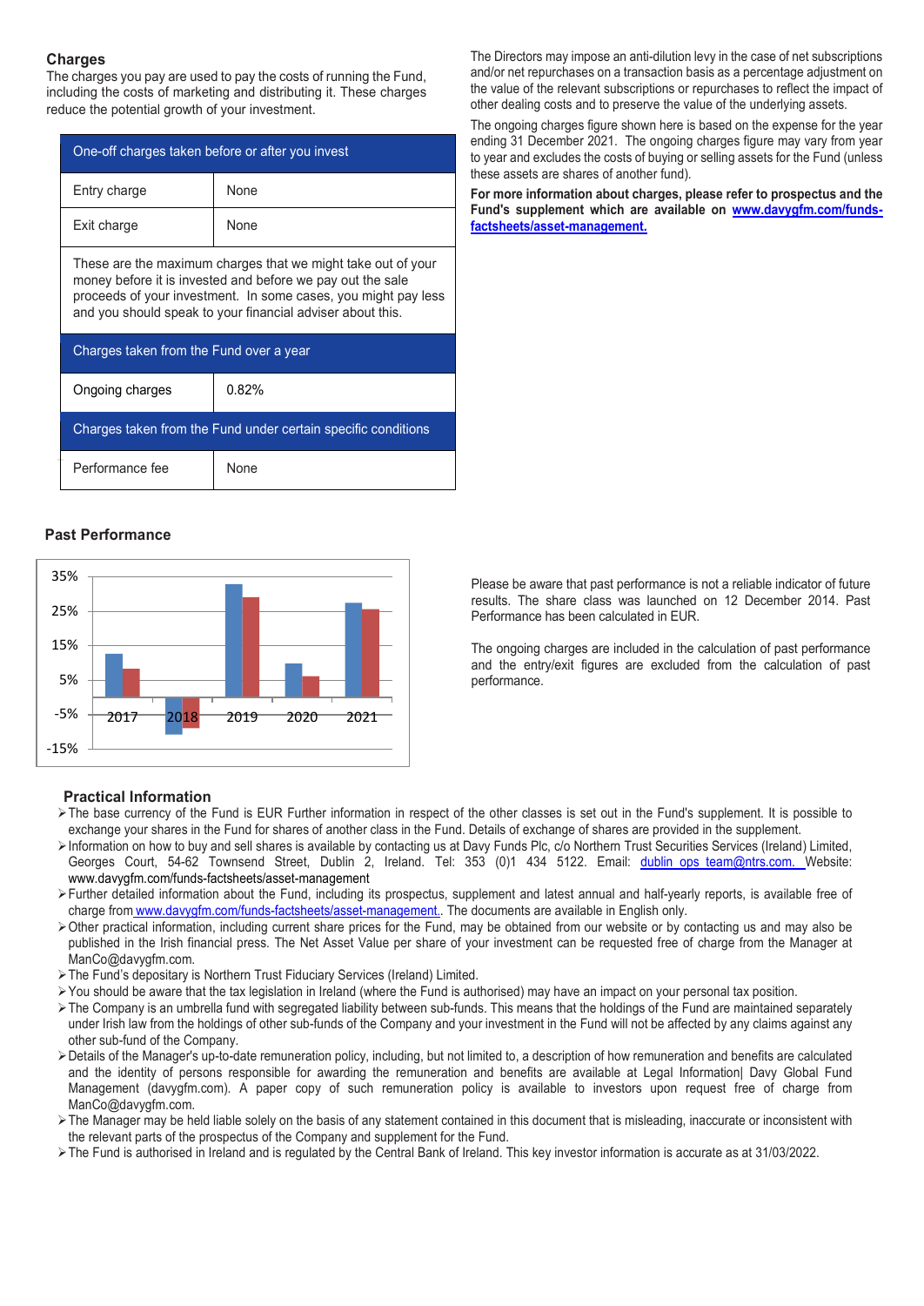## Charges

The charges you pay are used to pay the costs of running the Fund, including the costs of marketing and distributing it. These charges reduce the potential growth of your investment.

| One-off charges taken before or after you invest | |
|---|---|
| Entry charge | None |
| Exit charge | None |
| These are the maximum charges that we might take out of your money before it is invested and before we pay out the sale proceeds of your investment. In some cases, you might pay less and you should speak to your financial adviser about this. | |
| **Charges taken from the Fund over a year** | |
| Ongoing charges | 0.82% |
| **Charges taken from the Fund under certain specific conditions** | |
| Performance fee | None |

The Directors may impose an anti-dilution levy in the case of net subscriptions and/or net repurchases on a transaction basis as a percentage adjustment on the value of the relevant subscriptions or repurchases to reflect the impact of other dealing costs and to preserve the value of the underlying assets.

The ongoing charges figure shown here is based on the expense for the year ending 31 December 2021. The ongoing charges figure may vary from year to year and excludes the costs of buying or selling assets for the Fund (unless these assets are shares of another fund).

**For more information about charges, please refer to prospectus and the Fund's supplement which are available on www.davygfm.com/funds-factsheets/asset-management.**

## Past Performance

35%
25%
15%
5%
-5%
-15%

2017
2018
2019
2020
2021

Please be aware that past performance is not a reliable indicator of future results. The share class was launched on 12 December 2014. Past Performance has been calculated in EUR.

The ongoing charges are included in the calculation of past performance and the entry/exit figures are excluded from the calculation of past performance.

## Practical Information

- The base currency of the Fund is EUR Further information in respect of the other classes is set out in the Fund's supplement. It is possible to exchange your shares in the Fund for shares of another class in the Fund. Details of exchange of shares are provided in the supplement.
- Information on how to buy and sell shares is available by contacting us at Davy Funds Plc, c/o Northern Trust Securities Services (Ireland) Limited, Georges Court, 54-62 Townsend Street, Dublin 2, Ireland. Tel: 353 (0)1 434 5122. Email: dublin_ops_team@ntrs.com. Website: www.davygfm.com/funds-factsheets/asset-management
- Further detailed information about the Fund, including its prospectus, supplement and latest annual and half-yearly reports, is available free of charge from www.davygfm.com/funds-factsheets/asset-management.. The documents are available in English only.
- Other practical information, including current share prices for the Fund, may be obtained from our website or by contacting us and may also be published in the Irish financial press. The Net Asset Value per share of your investment can be requested free of charge from the Manager at ManCo@davygfm.com.
- The Fund's depositary is Northern Trust Fiduciary Services (Ireland) Limited.
- You should be aware that the tax legislation in Ireland (where the Fund is authorised) may have an impact on your personal tax position.
- The Company is an umbrella fund with segregated liability between sub-funds. This means that the holdings of the Fund are maintained separately under Irish law from the holdings of other sub-funds of the Company and your investment in the Fund will not be affected by any claims against any other sub-fund of the Company.
- Details of the Manager's up-to-date remuneration policy, including, but not limited to, a description of how remuneration and benefits are calculated and the identity of persons responsible for awarding the remuneration and benefits are available at Legal Information| Davy Global Fund Management (davygfm.com). A paper copy of such remuneration policy is available to investors upon request free of charge from ManCo@davygfm.com.
- The Manager may be held liable solely on the basis of any statement contained in this document that is misleading, inaccurate or inconsistent with the relevant parts of the prospectus of the Company and supplement for the Fund.
- The Fund is authorised in Ireland and is regulated by the Central Bank of Ireland. This key investor information is accurate as at 31/03/2022.